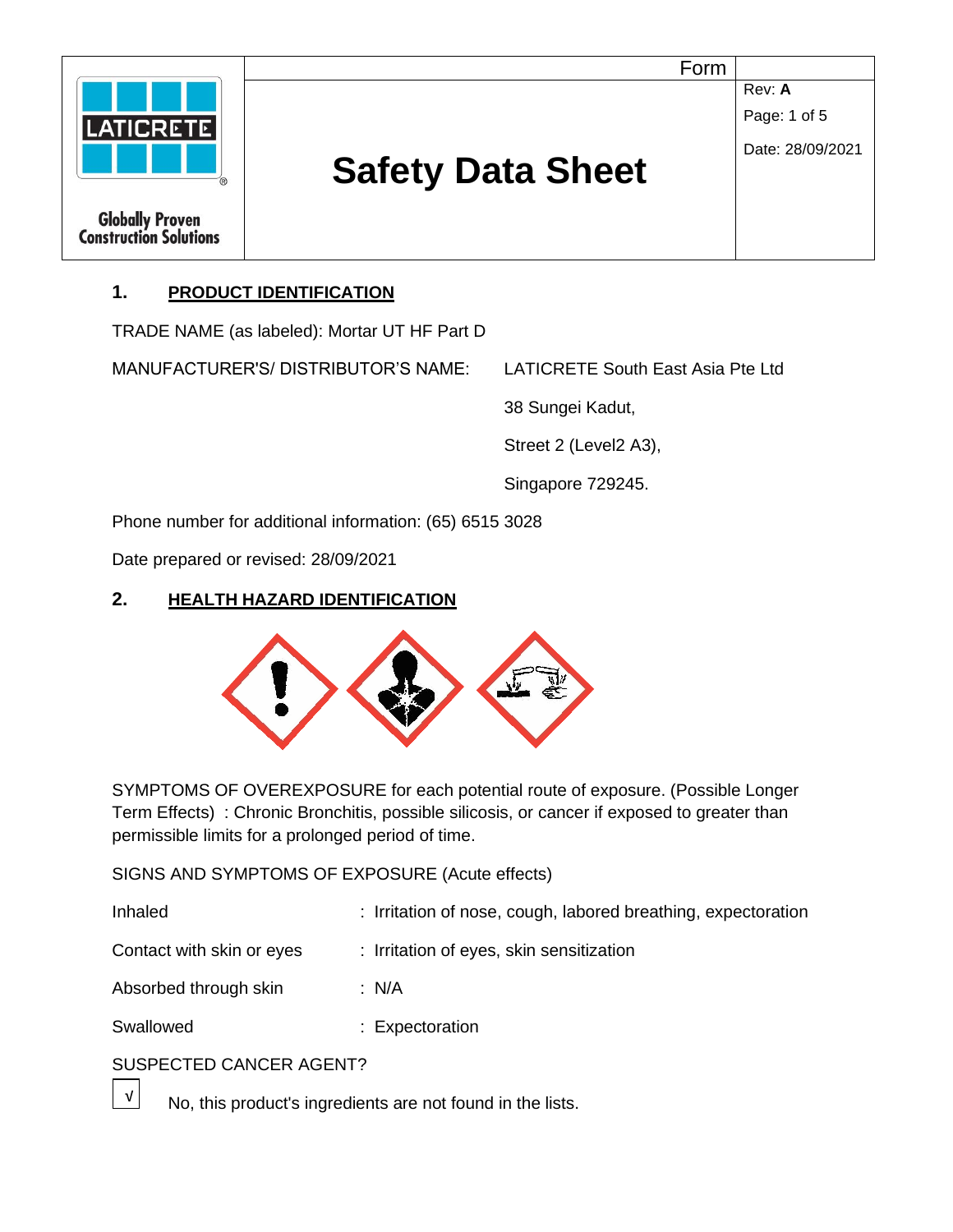| | Form | |
|---|---|---|
| LATICRETE Globally Proven Construction Solutions | **Safety Data Sheet** | Rev: **A**<br>Date: 28/09/2021 |

## 1. PRODUCT IDENTIFICATION

TRADE NAME (as labeled): Mortar UT HF Part D

MANUFACTURER'S/ DISTRIBUTOR'S NAME: LATICRETE South East Asia Pte Ltd

38 Sungei Kadut,

Street 2 (Level2 A3),

Singapore 729245.

Phone number for additional information: (65) 6515 3028

Date prepared or revised: 28/09/2021

## 2. HEALTH HAZARD IDENTIFICATION

SYMPTOMS OF OVEREXPOSURE for each potential route of exposure. (Possible Longer Term Effects) : Chronic Bronchitis, possible silicosis, or cancer if exposed to greater than permissible limits for a prolonged period of time.

SIGNS AND SYMPTOMS OF EXPOSURE (Acute effects)

| | |
|---|---|
| Inhaled | : Irritation of nose, cough, labored breathing, expectoration |
| Contact with skin or eyes | : Irritation of eyes, skin sensitization |
| Absorbed through skin | : N/A |
| Swallowed | : Expectoration |

SUSPECTED CANCER AGENT?

√ No, this product's ingredients are not found in the lists.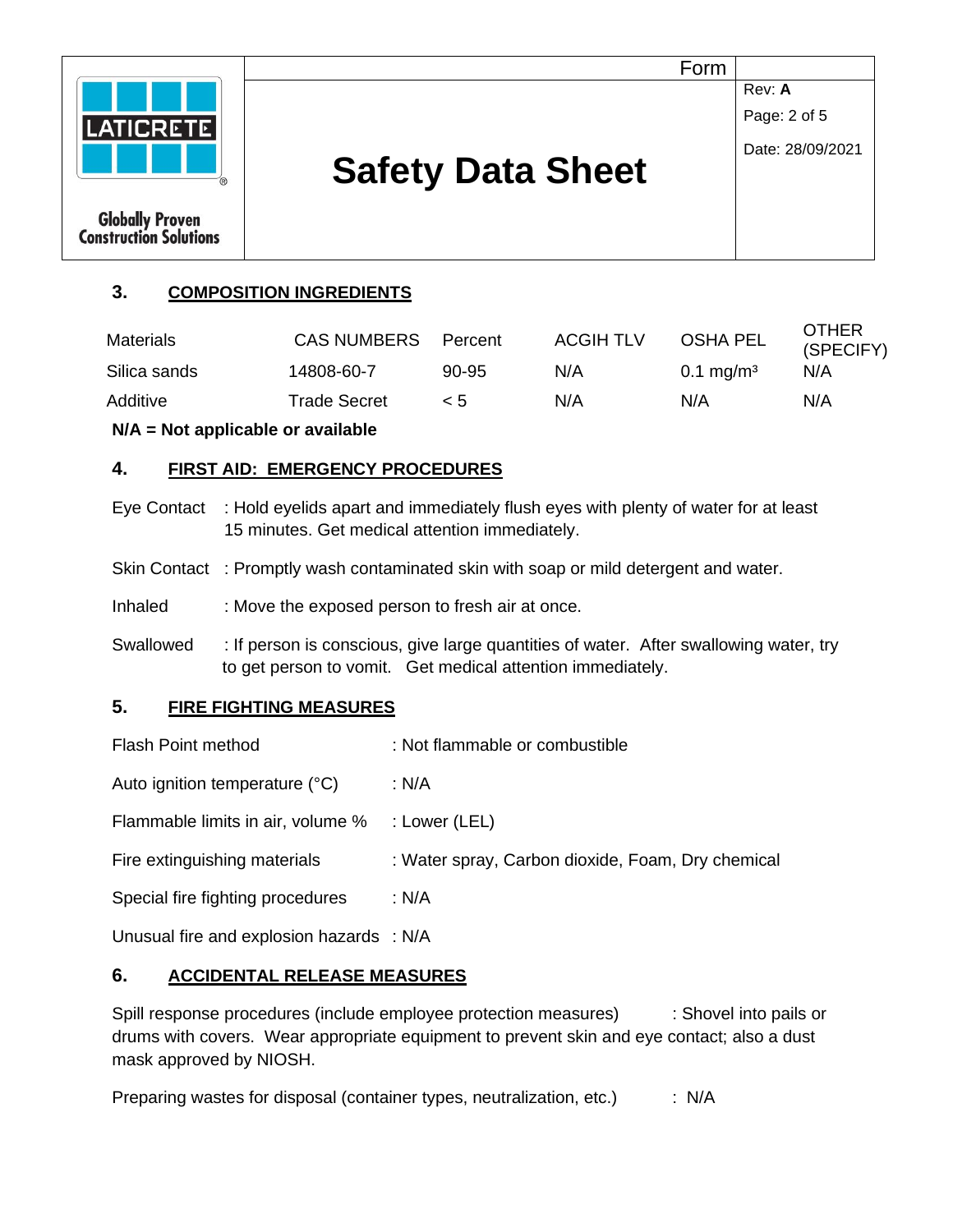## 3. COMPOSITION INGREDIENTS

| Materials | CAS NUMBERS | Percent | ACGIH TLV | OSHA PEL | OTHER (SPECIFY) |
|---|---|---|---|---|---|
| Silica sands | 14808-60-7 | 90-95 | N/A | 0.1 $mg/m^3$ | N/A |
| Additive | Trade Secret | < 5 | N/A | N/A | N/A |

**N/A = Not applicable or available**

## 4. FIRST AID: EMERGENCY PROCEDURES

Eye Contact : Hold eyelids apart and immediately flush eyes with plenty of water for at least 15 minutes. Get medical attention immediately.

Skin Contact : Promptly wash contaminated skin with soap or mild detergent and water.

Inhaled : Move the exposed person to fresh air at once.

Swallowed : If person is conscious, give large quantities of water. After swallowing water, try to get person to vomit. Get medical attention immediately.

## 5. FIRE FIGHTING MEASURES

Flash Point method : Not flammable or combustible

Auto ignition temperature (°C) : N/A

Flammable limits in air, volume % : Lower (LEL)

Fire extinguishing materials : Water spray, Carbon dioxide, Foam, Dry chemical

Special fire fighting procedures : N/A

Unusual fire and explosion hazards : N/A

## 6. ACCIDENTAL RELEASE MEASURES

Spill response procedures (include employee protection measures) : Shovel into pails or drums with covers. Wear appropriate equipment to prevent skin and eye contact; also a dust mask approved by NIOSH.

Preparing wastes for disposal (container types, neutralization, etc.) : N/A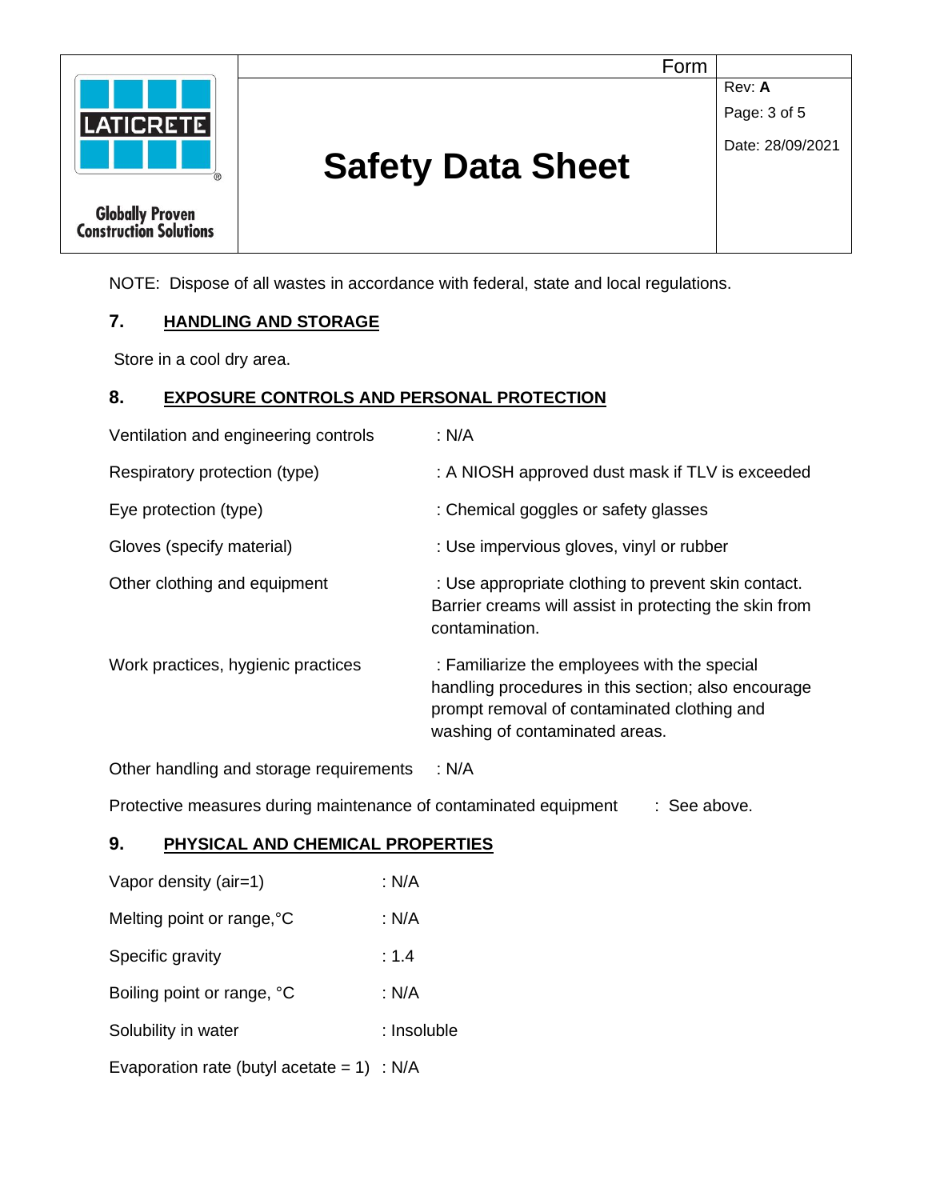NOTE: Dispose of all wastes in accordance with federal, state and local regulations.

## 7. HANDLING AND STORAGE

Store in a cool dry area.

## 8. EXPOSURE CONTROLS AND PERSONAL PROTECTION

Ventilation and engineering controls : N/A

Respiratory protection (type) : A NIOSH approved dust mask if TLV is exceeded

Eye protection (type) : Chemical goggles or safety glasses

Gloves (specify material) : Use impervious gloves, vinyl or rubber

Other clothing and equipment : Use appropriate clothing to prevent skin contact. Barrier creams will assist in protecting the skin from contamination.

Work practices, hygienic practices : Familiarize the employees with the special handling procedures in this section; also encourage prompt removal of contaminated clothing and washing of contaminated areas.

Other handling and storage requirements : N/A

Protective measures during maintenance of contaminated equipment : See above.

## 9. PHYSICAL AND CHEMICAL PROPERTIES

Vapor density (air=1) : N/A

Melting point or range,°C : N/A

Specific gravity : 1.4

Boiling point or range, °C : N/A

Solubility in water : Insoluble

Evaporation rate (butyl acetate = 1) : N/A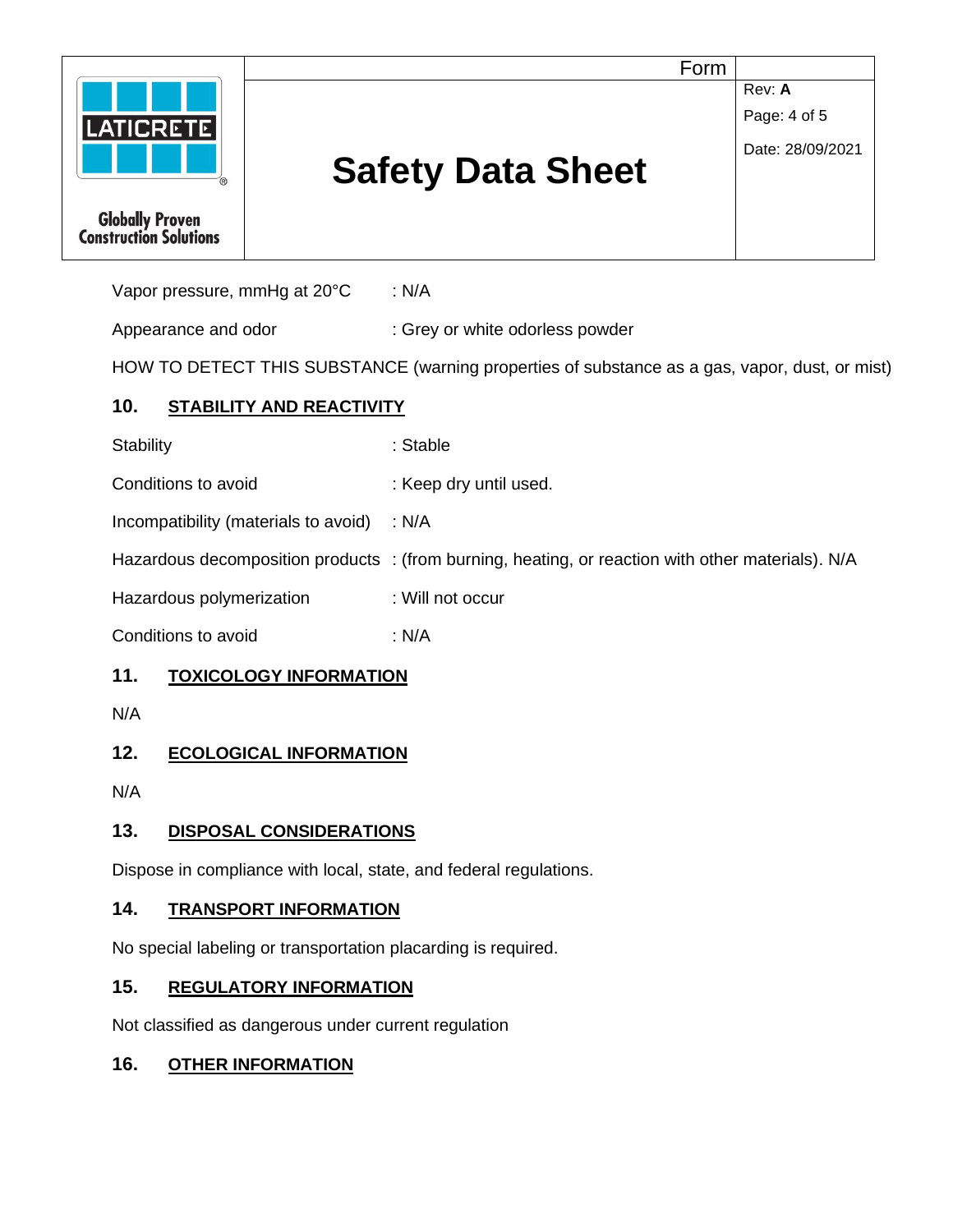Vapor pressure, mmHg at 20°C : N/A

Appearance and odor : Grey or white odorless powder

HOW TO DETECT THIS SUBSTANCE (warning properties of substance as a gas, vapor, dust, or mist)

## 10. STABILITY AND REACTIVITY

Stability : Stable

Conditions to avoid : Keep dry until used.

Incompatibility (materials to avoid) : N/A

Hazardous decomposition products : (from burning, heating, or reaction with other materials). N/A

Hazardous polymerization : Will not occur

Conditions to avoid : N/A

## 11. TOXICOLOGY INFORMATION

N/A

## 12. ECOLOGICAL INFORMATION

N/A

## 13. DISPOSAL CONSIDERATIONS

Dispose in compliance with local, state, and federal regulations.

## 14. TRANSPORT INFORMATION

No special labeling or transportation placarding is required.

## 15. REGULATORY INFORMATION

Not classified as dangerous under current regulation

## 16. OTHER INFORMATION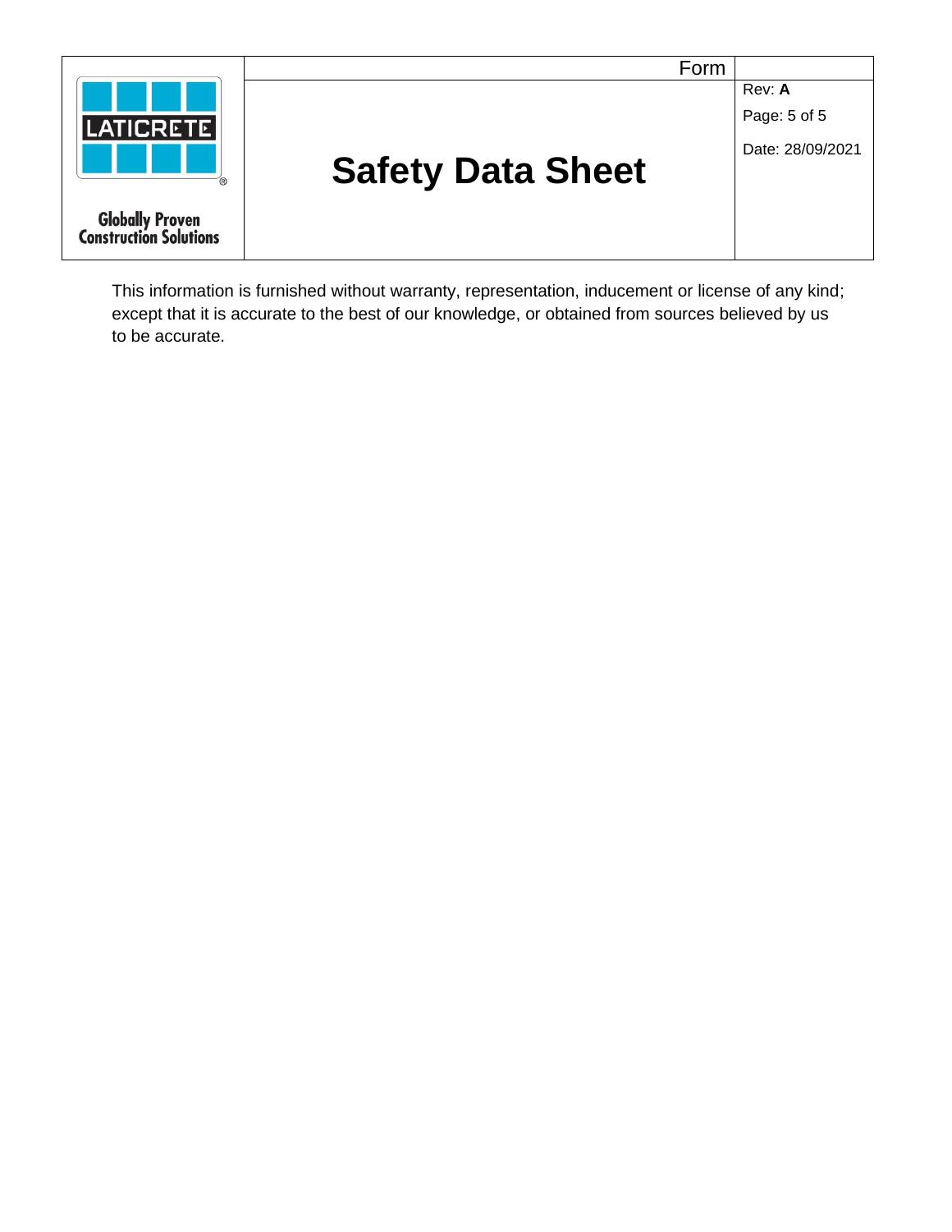This information is furnished without warranty, representation, inducement or license of any kind; except that it is accurate to the best of our knowledge, or obtained from sources believed by us to be accurate.